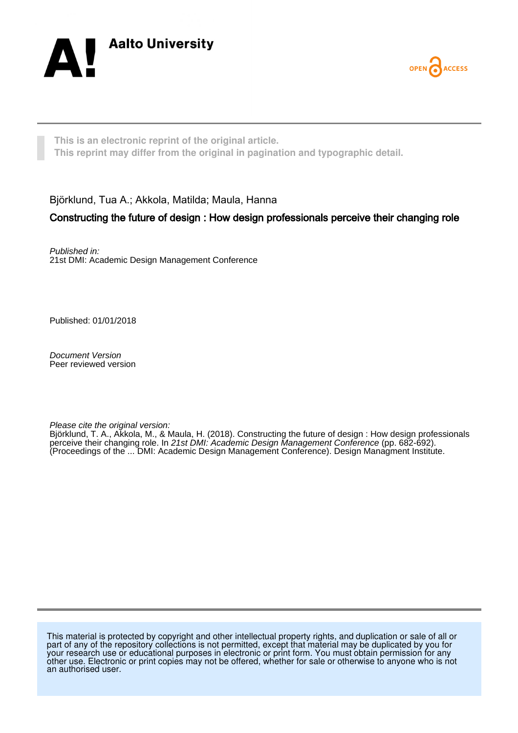Aalto University

OPEN ACCESS

**This is an electronic reprint of the original article.**
**This reprint may differ from the original in pagination and typographic detail.**

Björklund, Tua A.; Akkola, Matilda; Maula, Hanna

# Constructing the future of design : How design professionals perceive their changing role

*Published in:*
21st DMI: Academic Design Management Conference

Published: 01/01/2018

*Document Version*
Peer reviewed version

*Please cite the original version:*
Björklund, T. A., Akkola, M., & Maula, H. (2018). Constructing the future of design : How design professionals perceive their changing role. In *21st DMI: Academic Design Management Conference* (pp. 682-692). (Proceedings of the ... DMI: Academic Design Management Conference). Design Managment Institute.

This material is protected by copyright and other intellectual property rights, and duplication or sale of all or part of any of the repository collections is not permitted, except that material may be duplicated by you for your research use or educational purposes in electronic or print form. You must obtain permission for any other use. Electronic or print copies may not be offered, whether for sale or otherwise to anyone who is not an authorised user.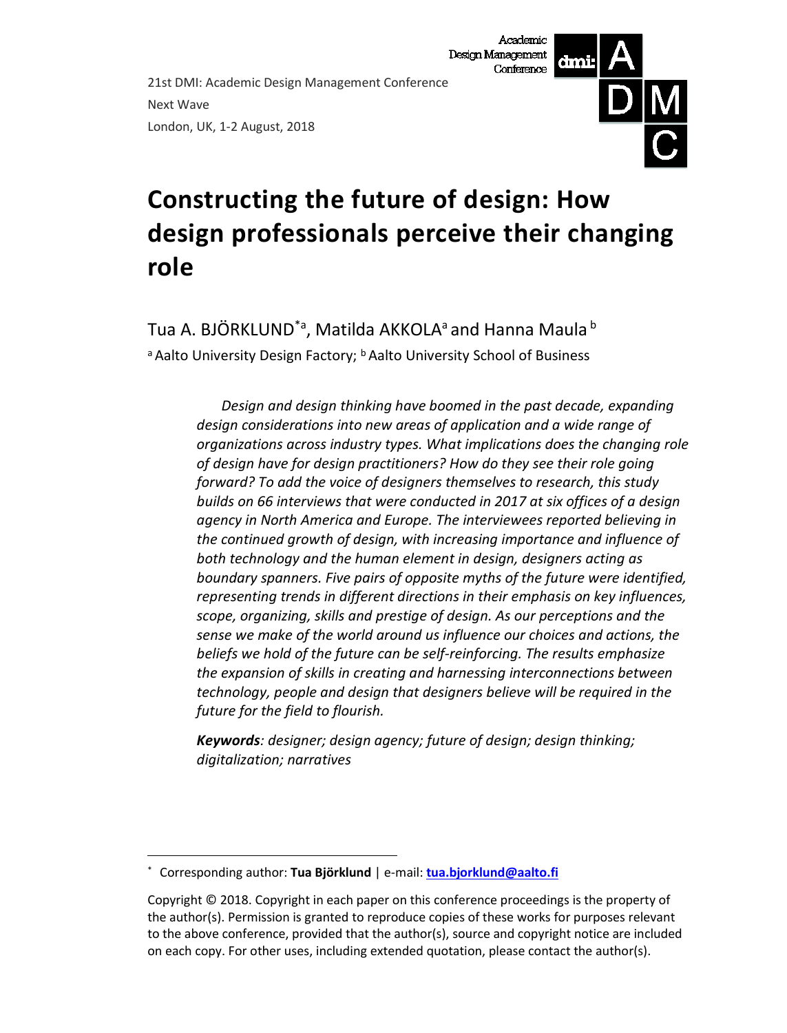21st DMI: Academic Design Management Conference
Next Wave
London, UK, 1-2 August, 2018

# Constructing the future of design: How design professionals perceive their changing role

Tua A. BJÖRKLUND[*a], Matilda AKKOLA[a] and Hanna Maula[b]

[a] Aalto University Design Factory; [b] Aalto University School of Business

*Design and design thinking have boomed in the past decade, expanding design considerations into new areas of application and a wide range of organizations across industry types. What implications does the changing role of design have for design practitioners? How do they see their role going forward? To add the voice of designers themselves to research, this study builds on 66 interviews that were conducted in 2017 at six offices of a design agency in North America and Europe. The interviewees reported believing in the continued growth of design, with increasing importance and influence of both technology and the human element in design, designers acting as boundary spanners. Five pairs of opposite myths of the future were identified, representing trends in different directions in their emphasis on key influences, scope, organizing, skills and prestige of design. As our perceptions and the sense we make of the world around us influence our choices and actions, the beliefs we hold of the future can be self-reinforcing. The results emphasize the expansion of skills in creating and harnessing interconnections between technology, people and design that designers believe will be required in the future for the field to flourish.*

***Keywords**: designer; design agency; future of design; design thinking; digitalization; narratives*

---

[*] Corresponding author: **Tua Björklund** | e-mail: **tua.bjorklund@aalto.fi**

Copyright © 2018. Copyright in each paper on this conference proceedings is the property of the author(s). Permission is granted to reproduce copies of these works for purposes relevant to the above conference, provided that the author(s), source and copyright notice are included on each copy. For other uses, including extended quotation, please contact the author(s).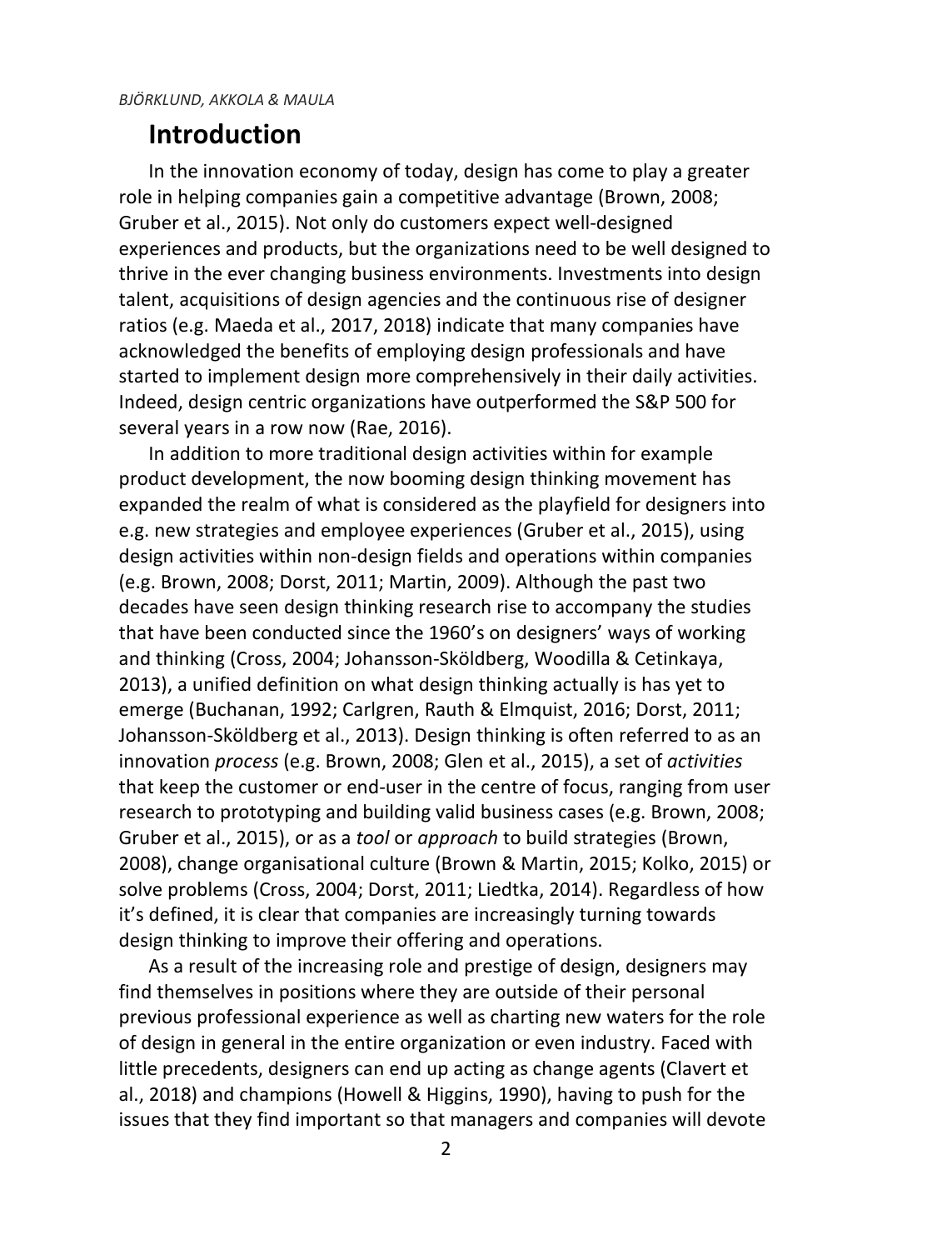# Introduction

In the innovation economy of today, design has come to play a greater role in helping companies gain a competitive advantage (Brown, 2008; Gruber et al., 2015). Not only do customers expect well-designed experiences and products, but the organizations need to be well designed to thrive in the ever changing business environments. Investments into design talent, acquisitions of design agencies and the continuous rise of designer ratios (e.g. Maeda et al., 2017, 2018) indicate that many companies have acknowledged the benefits of employing design professionals and have started to implement design more comprehensively in their daily activities. Indeed, design centric organizations have outperformed the S&P 500 for several years in a row now (Rae, 2016).

In addition to more traditional design activities within for example product development, the now booming design thinking movement has expanded the realm of what is considered as the playfield for designers into e.g. new strategies and employee experiences (Gruber et al., 2015), using design activities within non-design fields and operations within companies (e.g. Brown, 2008; Dorst, 2011; Martin, 2009). Although the past two decades have seen design thinking research rise to accompany the studies that have been conducted since the 1960's on designers' ways of working and thinking (Cross, 2004; Johansson-Sköldberg, Woodilla & Cetinkaya, 2013), a unified definition on what design thinking actually is has yet to emerge (Buchanan, 1992; Carlgren, Rauth & Elmquist, 2016; Dorst, 2011; Johansson-Sköldberg et al., 2013). Design thinking is often referred to as an innovation *process* (e.g. Brown, 2008; Glen et al., 2015), a set of *activities* that keep the customer or end-user in the centre of focus, ranging from user research to prototyping and building valid business cases (e.g. Brown, 2008; Gruber et al., 2015), or as a *tool* or *approach* to build strategies (Brown, 2008), change organisational culture (Brown & Martin, 2015; Kolko, 2015) or solve problems (Cross, 2004; Dorst, 2011; Liedtka, 2014). Regardless of how it's defined, it is clear that companies are increasingly turning towards design thinking to improve their offering and operations.

As a result of the increasing role and prestige of design, designers may find themselves in positions where they are outside of their personal previous professional experience as well as charting new waters for the role of design in general in the entire organization or even industry. Faced with little precedents, designers can end up acting as change agents (Clavert et al., 2018) and champions (Howell & Higgins, 1990), having to push for the issues that they find important so that managers and companies will devote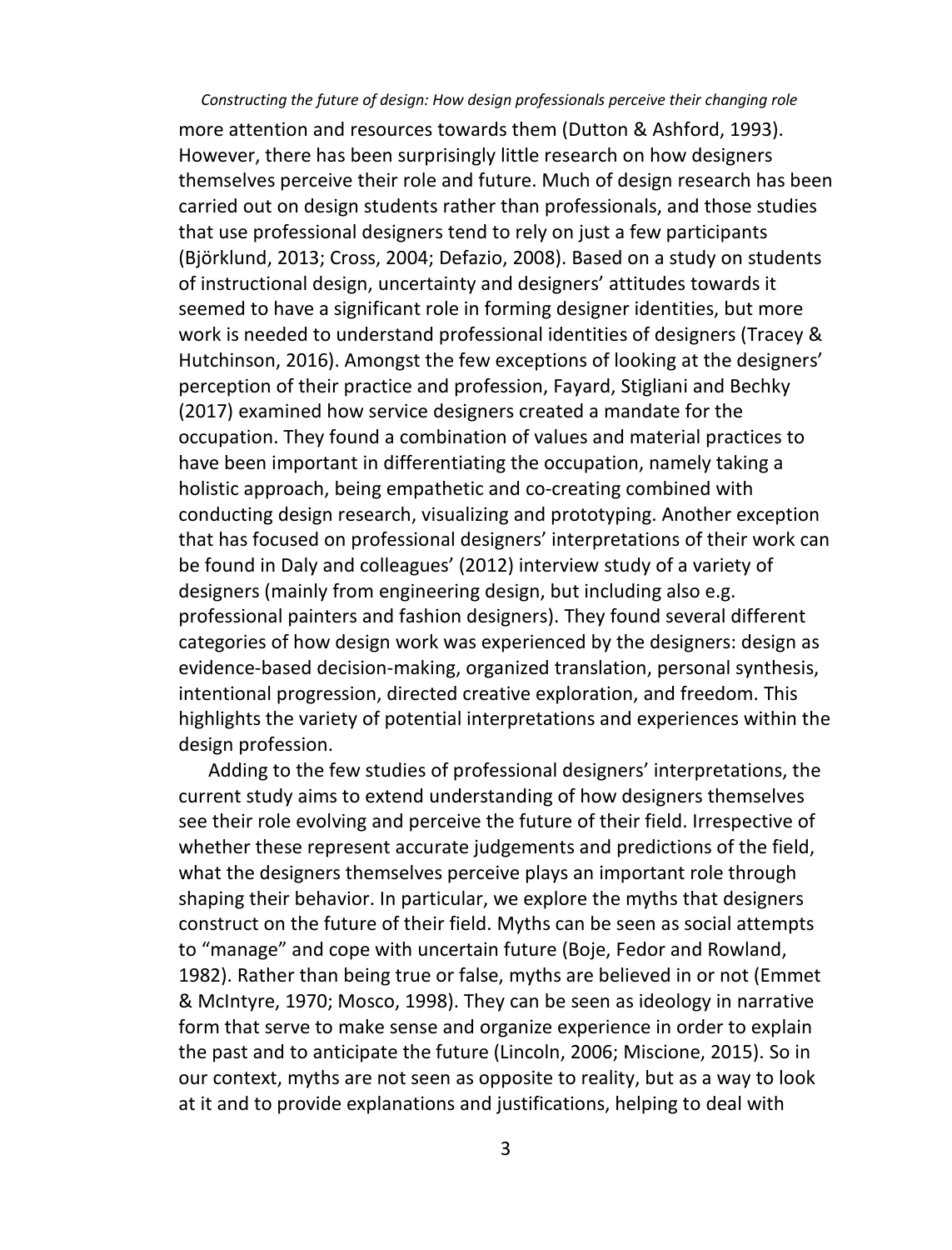more attention and resources towards them (Dutton & Ashford, 1993). However, there has been surprisingly little research on how designers themselves perceive their role and future. Much of design research has been carried out on design students rather than professionals, and those studies that use professional designers tend to rely on just a few participants (Björklund, 2013; Cross, 2004; Defazio, 2008). Based on a study on students of instructional design, uncertainty and designers' attitudes towards it seemed to have a significant role in forming designer identities, but more work is needed to understand professional identities of designers (Tracey & Hutchinson, 2016). Amongst the few exceptions of looking at the designers' perception of their practice and profession, Fayard, Stigliani and Bechky (2017) examined how service designers created a mandate for the occupation. They found a combination of values and material practices to have been important in differentiating the occupation, namely taking a holistic approach, being empathetic and co-creating combined with conducting design research, visualizing and prototyping. Another exception that has focused on professional designers' interpretations of their work can be found in Daly and colleagues' (2012) interview study of a variety of designers (mainly from engineering design, but including also e.g. professional painters and fashion designers). They found several different categories of how design work was experienced by the designers: design as evidence-based decision-making, organized translation, personal synthesis, intentional progression, directed creative exploration, and freedom. This highlights the variety of potential interpretations and experiences within the design profession.

Adding to the few studies of professional designers' interpretations, the current study aims to extend understanding of how designers themselves see their role evolving and perceive the future of their field. Irrespective of whether these represent accurate judgements and predictions of the field, what the designers themselves perceive plays an important role through shaping their behavior. In particular, we explore the myths that designers construct on the future of their field. Myths can be seen as social attempts to "manage" and cope with uncertain future (Boje, Fedor and Rowland, 1982). Rather than being true or false, myths are believed in or not (Emmet & McIntyre, 1970; Mosco, 1998). They can be seen as ideology in narrative form that serve to make sense and organize experience in order to explain the past and to anticipate the future (Lincoln, 2006; Miscione, 2015). So in our context, myths are not seen as opposite to reality, but as a way to look at it and to provide explanations and justifications, helping to deal with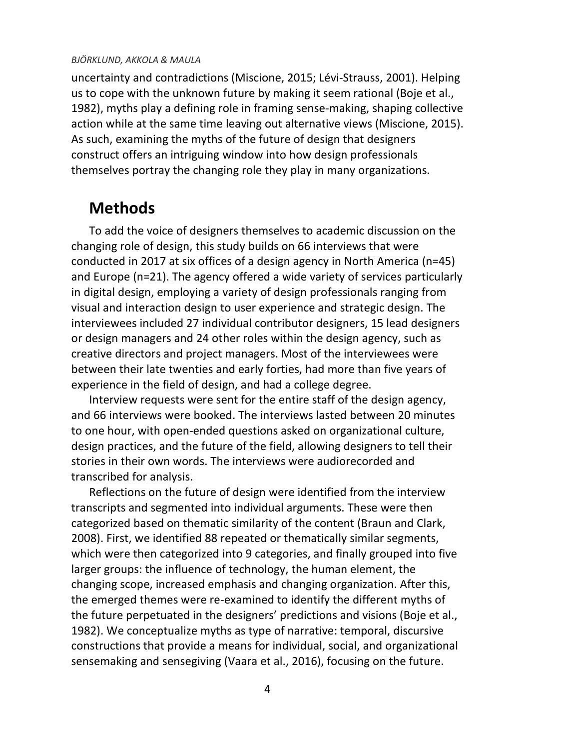uncertainty and contradictions (Miscione, 2015; Lévi-Strauss, 2001). Helping us to cope with the unknown future by making it seem rational (Boje et al., 1982), myths play a defining role in framing sense-making, shaping collective action while at the same time leaving out alternative views (Miscione, 2015). As such, examining the myths of the future of design that designers construct offers an intriguing window into how design professionals themselves portray the changing role they play in many organizations.

## Methods

To add the voice of designers themselves to academic discussion on the changing role of design, this study builds on 66 interviews that were conducted in 2017 at six offices of a design agency in North America (n=45) and Europe (n=21). The agency offered a wide variety of services particularly in digital design, employing a variety of design professionals ranging from visual and interaction design to user experience and strategic design. The interviewees included 27 individual contributor designers, 15 lead designers or design managers and 24 other roles within the design agency, such as creative directors and project managers. Most of the interviewees were between their late twenties and early forties, had more than five years of experience in the field of design, and had a college degree.

Interview requests were sent for the entire staff of the design agency, and 66 interviews were booked. The interviews lasted between 20 minutes to one hour, with open-ended questions asked on organizational culture, design practices, and the future of the field, allowing designers to tell their stories in their own words. The interviews were audiorecorded and transcribed for analysis.

Reflections on the future of design were identified from the interview transcripts and segmented into individual arguments. These were then categorized based on thematic similarity of the content (Braun and Clark, 2008). First, we identified 88 repeated or thematically similar segments, which were then categorized into 9 categories, and finally grouped into five larger groups: the influence of technology, the human element, the changing scope, increased emphasis and changing organization. After this, the emerged themes were re-examined to identify the different myths of the future perpetuated in the designers' predictions and visions (Boje et al., 1982). We conceptualize myths as type of narrative: temporal, discursive constructions that provide a means for individual, social, and organizational sensemaking and sensegiving (Vaara et al., 2016), focusing on the future.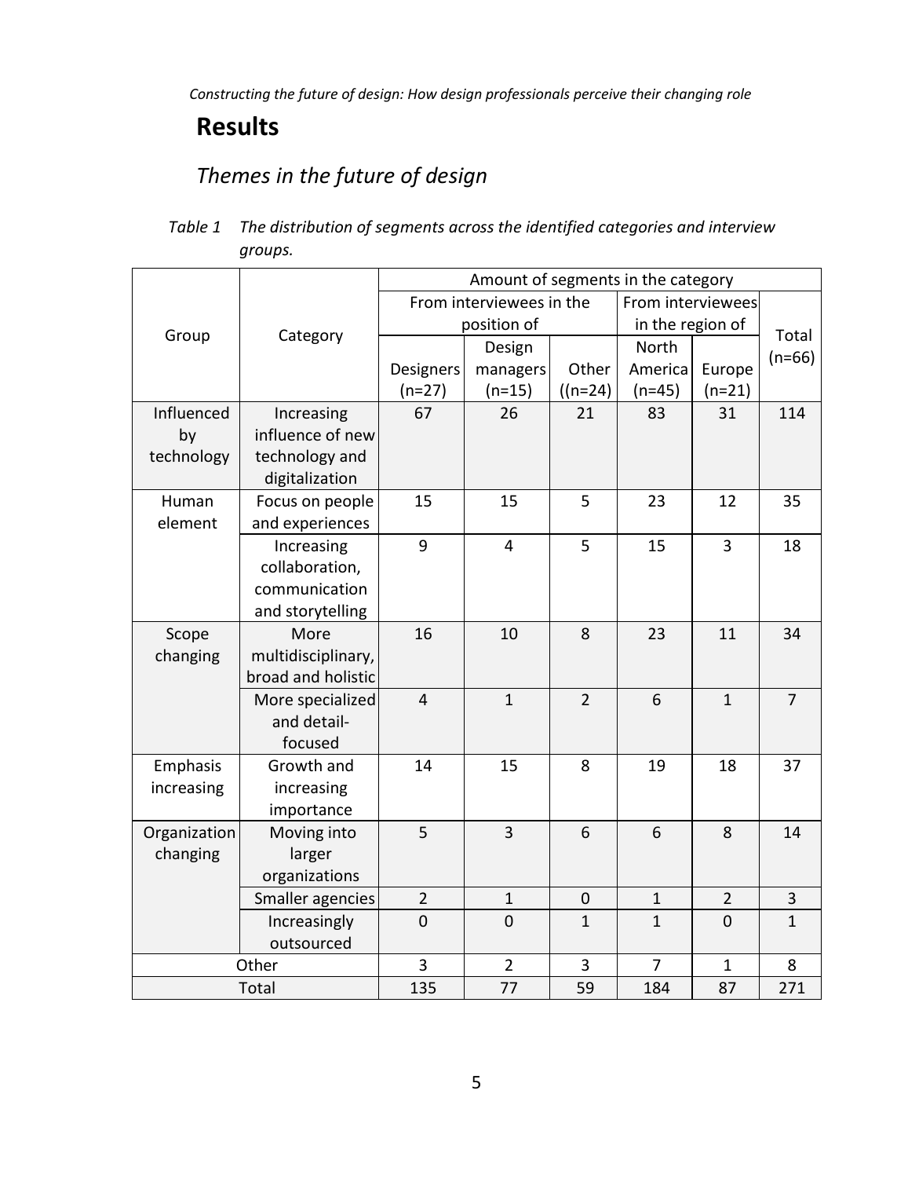# Results

## *Themes in the future of design*

*Table 1 The distribution of segments across the identified categories and interview groups.*

| Group | Category | Amount of segments in the category | | | | | |
|---|---|---|---|---|---|---|---|
| | | From interviewees in the position of | | | From interviewees in the region of | | Total (n=66) |
| | | Designers (n=27) | Design managers (n=15) | Other ((n=24) | North America (n=45) | Europe (n=21) | |
| Influenced by technology | Increasing influence of new technology and digitalization | 67 | 26 | 21 | 83 | 31 | 114 |
| Human element | Focus on people and experiences | 15 | 15 | 5 | 23 | 12 | 35 |
| | Increasing collaboration, communication and storytelling | 9 | 4 | 5 | 15 | 3 | 18 |
| Scope changing | More multidisciplinary, broad and holistic | 16 | 10 | 8 | 23 | 11 | 34 |
| | More specialized and detail-focused | 4 | 1 | 2 | 6 | 1 | 7 |
| Emphasis increasing | Growth and increasing importance | 14 | 15 | 8 | 19 | 18 | 37 |
| Organization changing | Moving into larger organizations | 5 | 3 | 6 | 6 | 8 | 14 |
| | Smaller agencies | 2 | 1 | 0 | 1 | 2 | 3 |
| | Increasingly outsourced | 0 | 0 | 1 | 1 | 0 | 1 |
| Other | | 3 | 2 | 3 | 7 | 1 | 8 |
| Total | | 135 | 77 | 59 | 184 | 87 | 271 |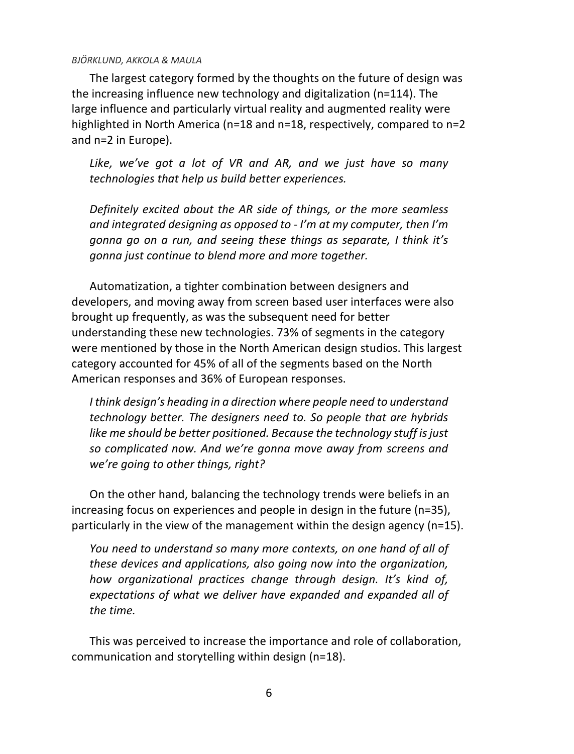The largest category formed by the thoughts on the future of design was the increasing influence new technology and digitalization (n=114). The large influence and particularly virtual reality and augmented reality were highlighted in North America (n=18 and n=18, respectively, compared to n=2 and n=2 in Europe).

> *Like, we've got a lot of VR and AR, and we just have so many technologies that help us build better experiences.*

> *Definitely excited about the AR side of things, or the more seamless and integrated designing as opposed to - I'm at my computer, then I'm gonna go on a run, and seeing these things as separate, I think it's gonna just continue to blend more and more together.*

Automatization, a tighter combination between designers and developers, and moving away from screen based user interfaces were also brought up frequently, as was the subsequent need for better understanding these new technologies. 73% of segments in the category were mentioned by those in the North American design studios. This largest category accounted for 45% of all of the segments based on the North American responses and 36% of European responses.

> *I think design's heading in a direction where people need to understand technology better. The designers need to. So people that are hybrids like me should be better positioned. Because the technology stuff is just so complicated now. And we're gonna move away from screens and we're going to other things, right?*

On the other hand, balancing the technology trends were beliefs in an increasing focus on experiences and people in design in the future (n=35), particularly in the view of the management within the design agency (n=15).

> *You need to understand so many more contexts, on one hand of all of these devices and applications, also going now into the organization, how organizational practices change through design. It's kind of, expectations of what we deliver have expanded and expanded all of the time.*

This was perceived to increase the importance and role of collaboration, communication and storytelling within design (n=18).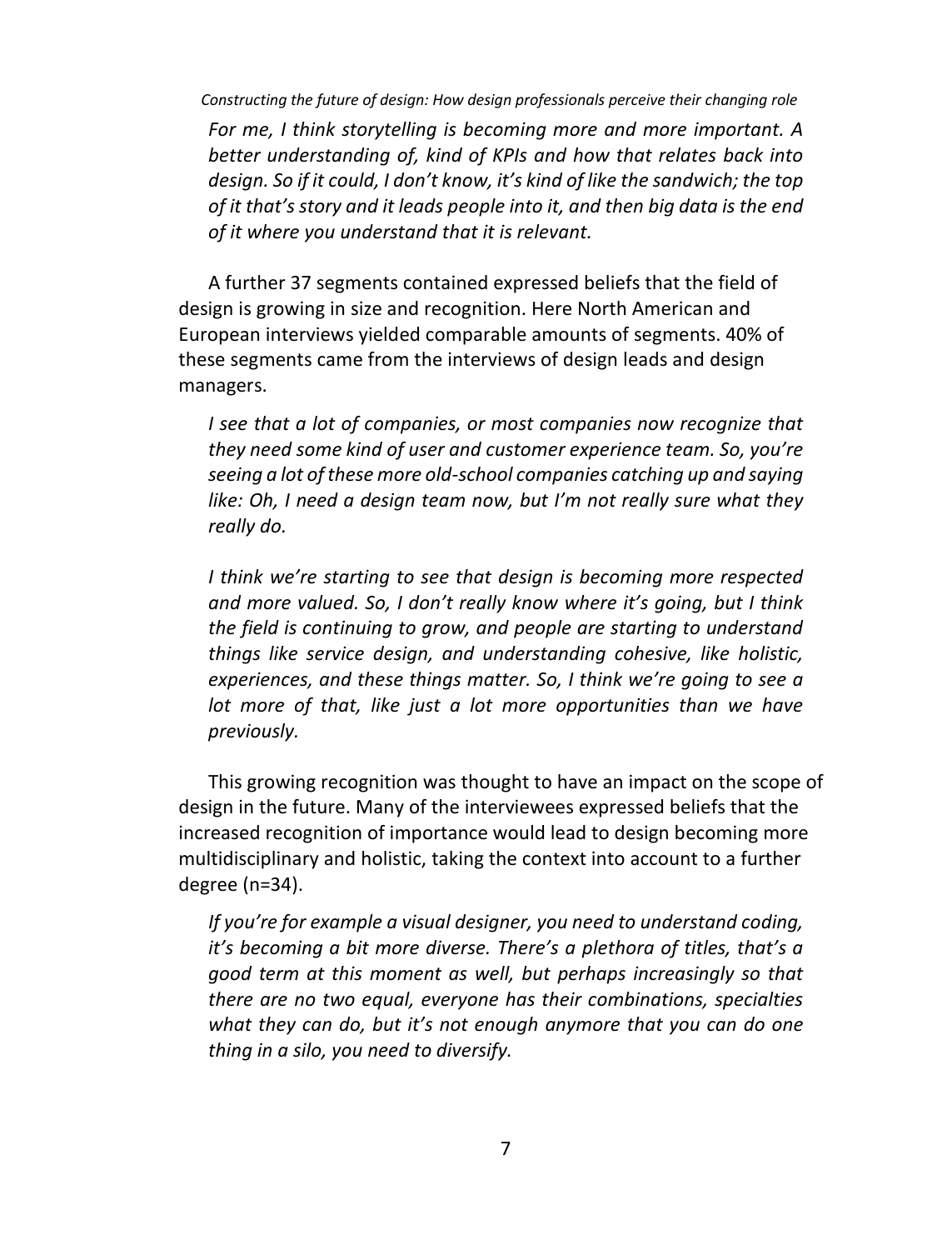*For me, I think storytelling is becoming more and more important. A better understanding of, kind of KPIs and how that relates back into design. So if it could, I don't know, it's kind of like the sandwich; the top of it that's story and it leads people into it, and then big data is the end of it where you understand that it is relevant.*

A further 37 segments contained expressed beliefs that the field of design is growing in size and recognition. Here North American and European interviews yielded comparable amounts of segments. 40% of these segments came from the interviews of design leads and design managers.

*I see that a lot of companies, or most companies now recognize that they need some kind of user and customer experience team. So, you're seeing a lot of these more old-school companies catching up and saying like: Oh, I need a design team now, but I'm not really sure what they really do.*

*I think we're starting to see that design is becoming more respected and more valued. So, I don't really know where it's going, but I think the field is continuing to grow, and people are starting to understand things like service design, and understanding cohesive, like holistic, experiences, and these things matter. So, I think we're going to see a lot more of that, like just a lot more opportunities than we have previously.*

This growing recognition was thought to have an impact on the scope of design in the future. Many of the interviewees expressed beliefs that the increased recognition of importance would lead to design becoming more multidisciplinary and holistic, taking the context into account to a further degree (n=34).

*If you're for example a visual designer, you need to understand coding, it's becoming a bit more diverse. There's a plethora of titles, that's a good term at this moment as well, but perhaps increasingly so that there are no two equal, everyone has their combinations, specialties what they can do, but it's not enough anymore that you can do one thing in a silo, you need to diversify.*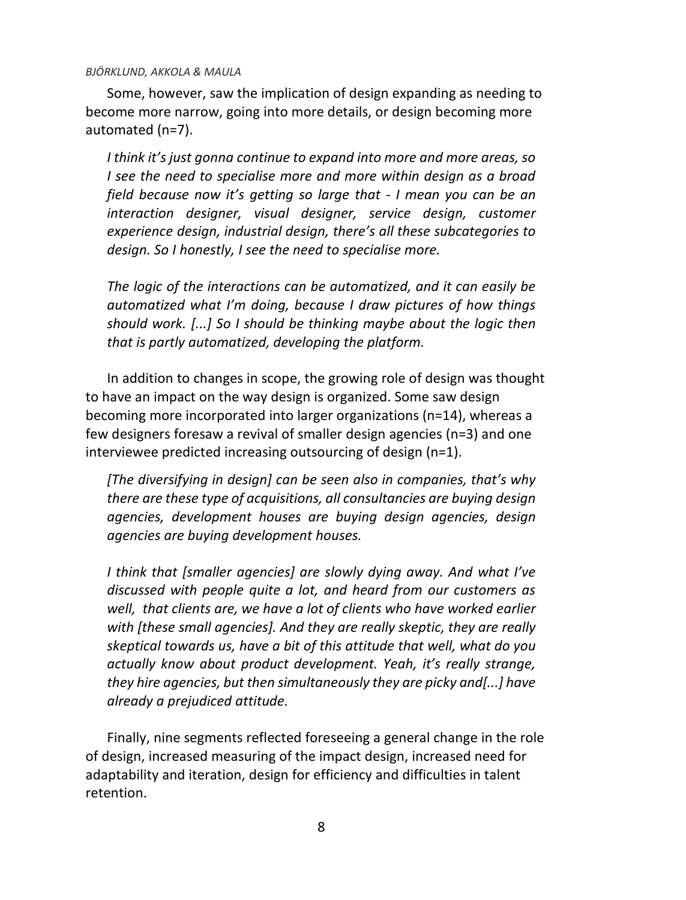Some, however, saw the implication of design expanding as needing to become more narrow, going into more details, or design becoming more automated (n=7).

> *I think it's just gonna continue to expand into more and more areas, so I see the need to specialise more and more within design as a broad field because now it's getting so large that - I mean you can be an interaction designer, visual designer, service design, customer experience design, industrial design, there's all these subcategories to design. So I honestly, I see the need to specialise more.*

> *The logic of the interactions can be automatized, and it can easily be automatized what I'm doing, because I draw pictures of how things should work. [...] So I should be thinking maybe about the logic then that is partly automatized, developing the platform.*

In addition to changes in scope, the growing role of design was thought to have an impact on the way design is organized. Some saw design becoming more incorporated into larger organizations (n=14), whereas a few designers foresaw a revival of smaller design agencies (n=3) and one interviewee predicted increasing outsourcing of design (n=1).

> *[The diversifying in design] can be seen also in companies, that's why there are these type of acquisitions, all consultancies are buying design agencies, development houses are buying design agencies, design agencies are buying development houses.*

> *I think that [smaller agencies] are slowly dying away. And what I've discussed with people quite a lot, and heard from our customers as well, that clients are, we have a lot of clients who have worked earlier with [these small agencies]. And they are really skeptic, they are really skeptical towards us, have a bit of this attitude that well, what do you actually know about product development. Yeah, it's really strange, they hire agencies, but then simultaneously they are picky and[...] have already a prejudiced attitude.*

Finally, nine segments reflected foreseeing a general change in the role of design, increased measuring of the impact design, increased need for adaptability and iteration, design for efficiency and difficulties in talent retention.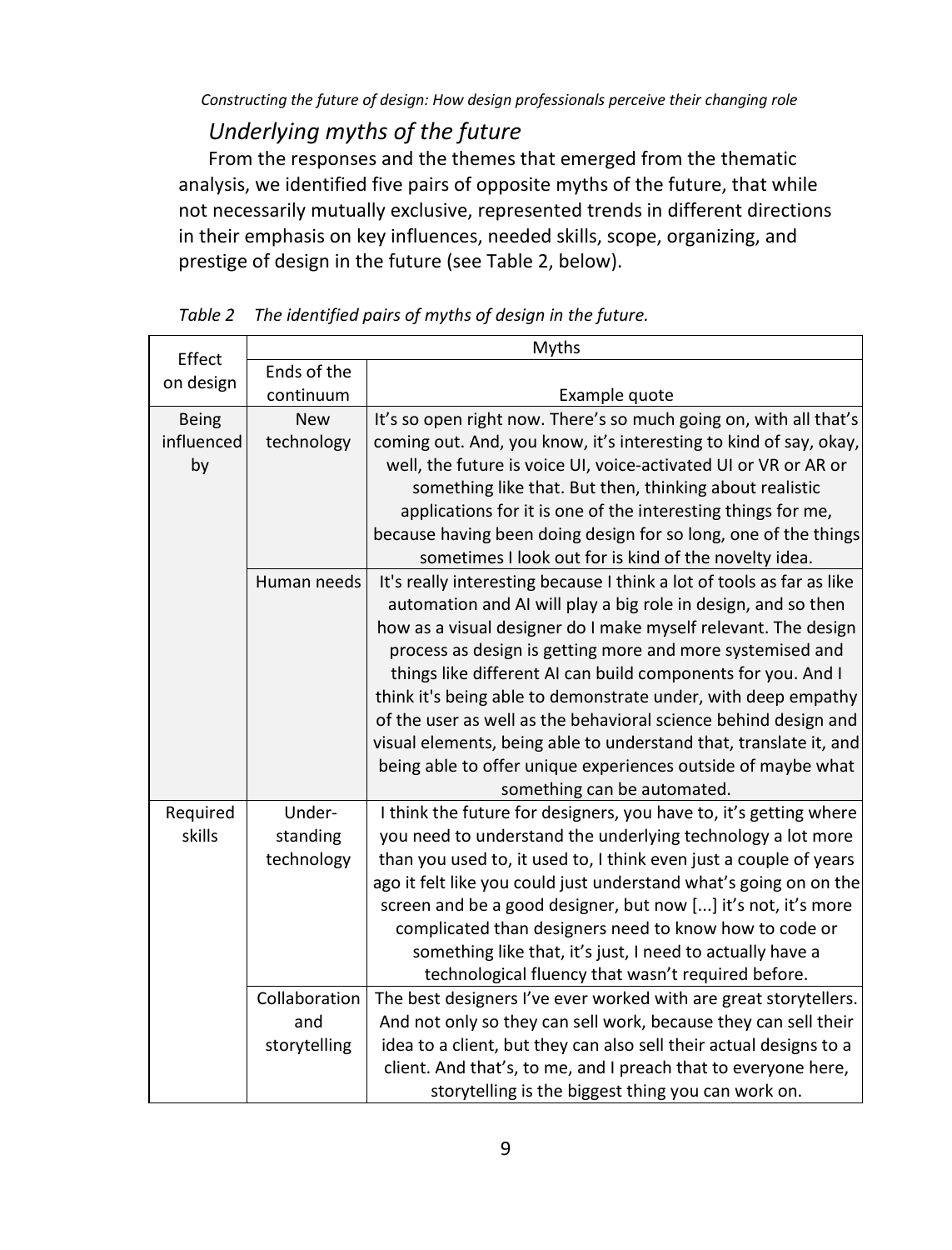## Underlying myths of the future

From the responses and the themes that emerged from the thematic analysis, we identified five pairs of opposite myths of the future, that while not necessarily mutually exclusive, represented trends in different directions in their emphasis on key influences, needed skills, scope, organizing, and prestige of design in the future (see Table 2, below).

*Table 2 The identified pairs of myths of design in the future.*

| Effect on design | Myths | |
|---|---|---|
| | Ends of the continuum | Example quote |
| Being influenced by | New technology | It's so open right now. There's so much going on, with all that's coming out. And, you know, it's interesting to kind of say, okay, well, the future is voice UI, voice-activated UI or VR or AR or something like that. But then, thinking about realistic applications for it is one of the interesting things for me, because having been doing design for so long, one of the things sometimes I look out for is kind of the novelty idea. |
| | Human needs | It's really interesting because I think a lot of tools as far as like automation and AI will play a big role in design, and so then how as a visual designer do I make myself relevant. The design process as design is getting more and more systemised and things like different AI can build components for you. And I think it's being able to demonstrate under, with deep empathy of the user as well as the behavioral science behind design and visual elements, being able to understand that, translate it, and being able to offer unique experiences outside of maybe what something can be automated. |
| Required skills | Under-standing technology | I think the future for designers, you have to, it's getting where you need to understand the underlying technology a lot more than you used to, it used to, I think even just a couple of years ago it felt like you could just understand what's going on on the screen and be a good designer, but now [...] it's not, it's more complicated than designers need to know how to code or something like that, it's just, I need to actually have a technological fluency that wasn't required before. |
| | Collaboration and storytelling | The best designers I've ever worked with are great storytellers. And not only so they can sell work, because they can sell their idea to a client, but they can also sell their actual designs to a client. And that's, to me, and I preach that to everyone here, storytelling is the biggest thing you can work on. |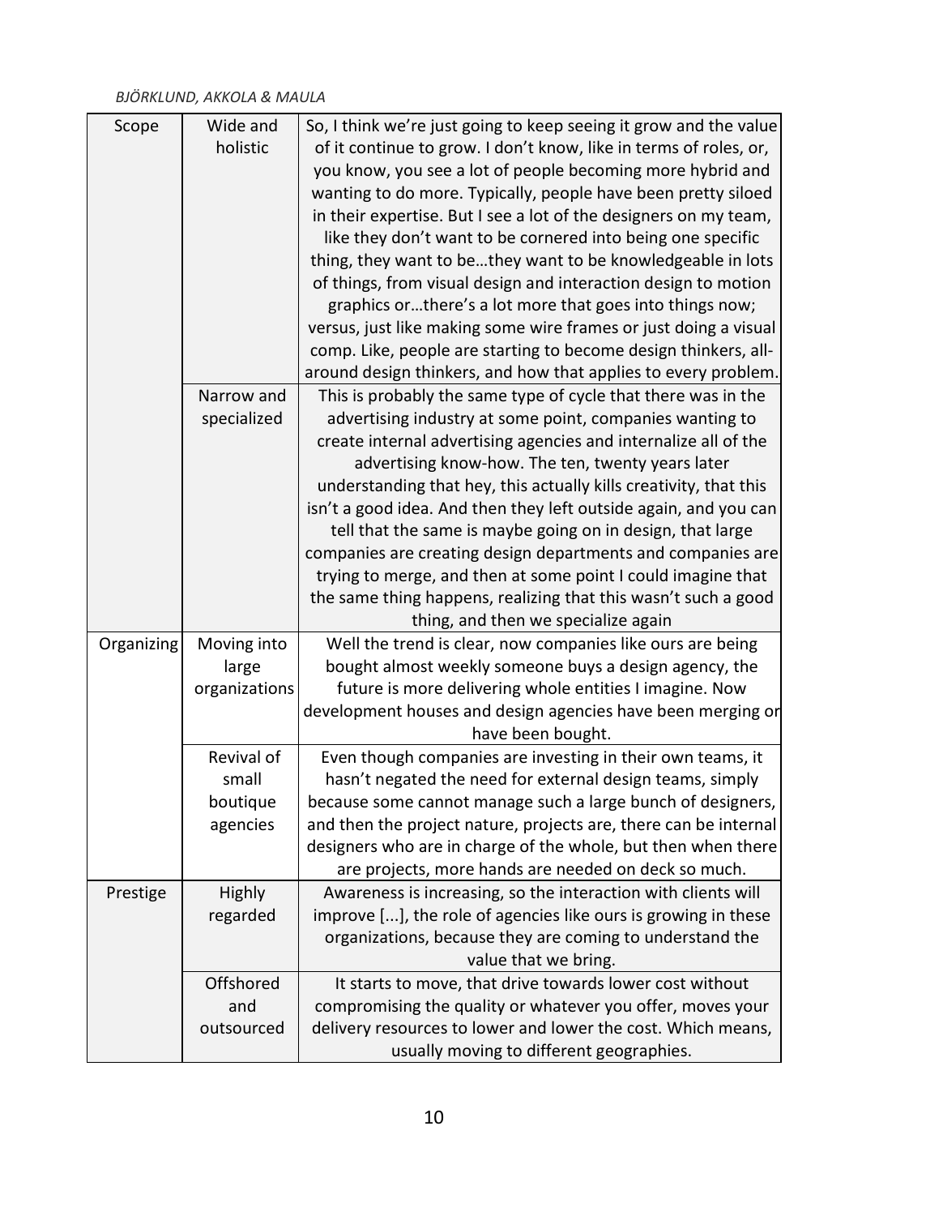| Scope | Wide and holistic | So, I think we're just going to keep seeing it grow and the value of it continue to grow. I don't know, like in terms of roles, or, you know, you see a lot of people becoming more hybrid and wanting to do more. Typically, people have been pretty siloed in their expertise. But I see a lot of the designers on my team, like they don't want to be cornered into being one specific thing, they want to be…they want to be knowledgeable in lots of things, from visual design and interaction design to motion graphics or…there's a lot more that goes into things now; versus, just like making some wire frames or just doing a visual comp. Like, people are starting to become design thinkers, all-around design thinkers, and how that applies to every problem. |
|---|---|---|
| | Narrow and specialized | This is probably the same type of cycle that there was in the advertising industry at some point, companies wanting to create internal advertising agencies and internalize all of the advertising know-how. The ten, twenty years later understanding that hey, this actually kills creativity, that this isn't a good idea. And then they left outside again, and you can tell that the same is maybe going on in design, that large companies are creating design departments and companies are trying to merge, and then at some point I could imagine that the same thing happens, realizing that this wasn't such a good thing, and then we specialize again |
| Organizing | Moving into large organizations | Well the trend is clear, now companies like ours are being bought almost weekly someone buys a design agency, the future is more delivering whole entities I imagine. Now development houses and design agencies have been merging or have been bought. |
| | Revival of small boutique agencies | Even though companies are investing in their own teams, it hasn't negated the need for external design teams, simply because some cannot manage such a large bunch of designers, and then the project nature, projects are, there can be internal designers who are in charge of the whole, but then when there are projects, more hands are needed on deck so much. |
| Prestige | Highly regarded | Awareness is increasing, so the interaction with clients will improve [...], the role of agencies like ours is growing in these organizations, because they are coming to understand the value that we bring. |
| | Offshored and outsourced | It starts to move, that drive towards lower cost without compromising the quality or whatever you offer, moves your delivery resources to lower and lower the cost. Which means, usually moving to different geographies. |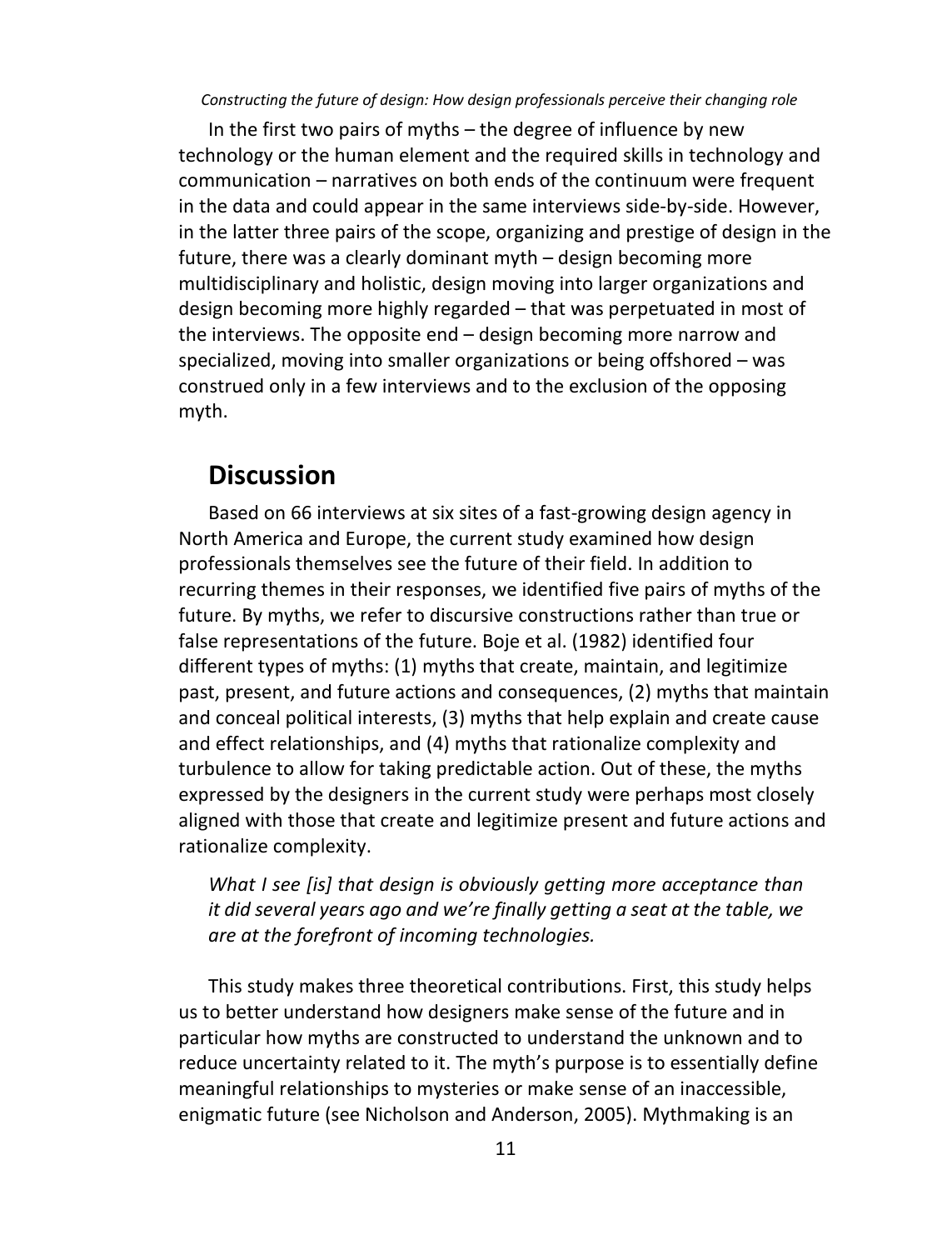In the first two pairs of myths – the degree of influence by new technology or the human element and the required skills in technology and communication – narratives on both ends of the continuum were frequent in the data and could appear in the same interviews side-by-side. However, in the latter three pairs of the scope, organizing and prestige of design in the future, there was a clearly dominant myth – design becoming more multidisciplinary and holistic, design moving into larger organizations and design becoming more highly regarded – that was perpetuated in most of the interviews. The opposite end – design becoming more narrow and specialized, moving into smaller organizations or being offshored – was construed only in a few interviews and to the exclusion of the opposing myth.

## Discussion

Based on 66 interviews at six sites of a fast-growing design agency in North America and Europe, the current study examined how design professionals themselves see the future of their field. In addition to recurring themes in their responses, we identified five pairs of myths of the future. By myths, we refer to discursive constructions rather than true or false representations of the future. Boje et al. (1982) identified four different types of myths: (1) myths that create, maintain, and legitimize past, present, and future actions and consequences, (2) myths that maintain and conceal political interests, (3) myths that help explain and create cause and effect relationships, and (4) myths that rationalize complexity and turbulence to allow for taking predictable action. Out of these, the myths expressed by the designers in the current study were perhaps most closely aligned with those that create and legitimize present and future actions and rationalize complexity.

> *What I see [is] that design is obviously getting more acceptance than it did several years ago and we're finally getting a seat at the table, we are at the forefront of incoming technologies.*

This study makes three theoretical contributions. First, this study helps us to better understand how designers make sense of the future and in particular how myths are constructed to understand the unknown and to reduce uncertainty related to it. The myth's purpose is to essentially define meaningful relationships to mysteries or make sense of an inaccessible, enigmatic future (see Nicholson and Anderson, 2005). Mythmaking is an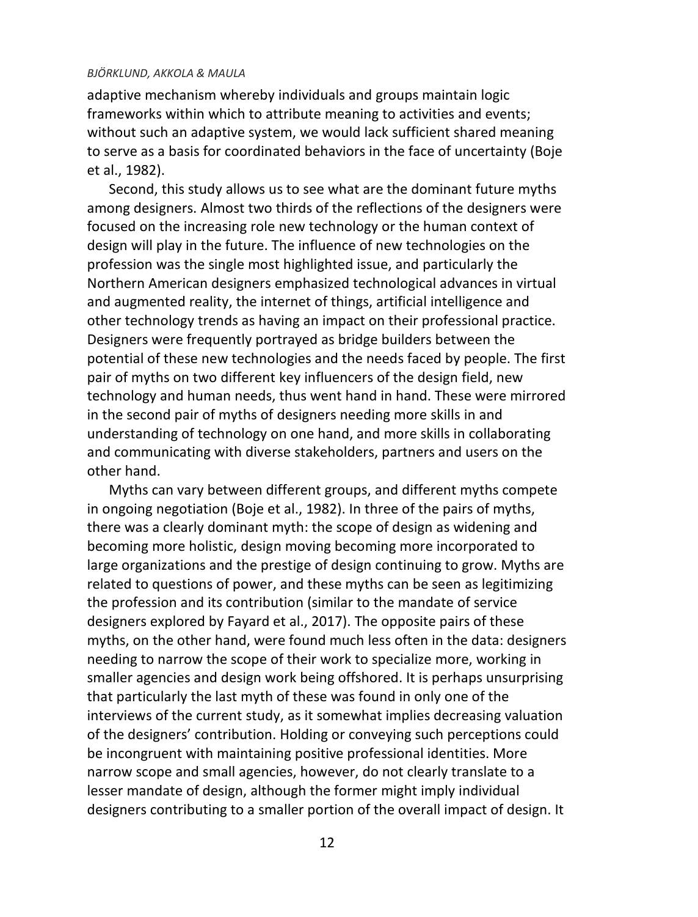adaptive mechanism whereby individuals and groups maintain logic frameworks within which to attribute meaning to activities and events; without such an adaptive system, we would lack sufficient shared meaning to serve as a basis for coordinated behaviors in the face of uncertainty (Boje et al., 1982).

Second, this study allows us to see what are the dominant future myths among designers. Almost two thirds of the reflections of the designers were focused on the increasing role new technology or the human context of design will play in the future. The influence of new technologies on the profession was the single most highlighted issue, and particularly the Northern American designers emphasized technological advances in virtual and augmented reality, the internet of things, artificial intelligence and other technology trends as having an impact on their professional practice. Designers were frequently portrayed as bridge builders between the potential of these new technologies and the needs faced by people. The first pair of myths on two different key influencers of the design field, new technology and human needs, thus went hand in hand. These were mirrored in the second pair of myths of designers needing more skills in and understanding of technology on one hand, and more skills in collaborating and communicating with diverse stakeholders, partners and users on the other hand.

Myths can vary between different groups, and different myths compete in ongoing negotiation (Boje et al., 1982). In three of the pairs of myths, there was a clearly dominant myth: the scope of design as widening and becoming more holistic, design moving becoming more incorporated to large organizations and the prestige of design continuing to grow. Myths are related to questions of power, and these myths can be seen as legitimizing the profession and its contribution (similar to the mandate of service designers explored by Fayard et al., 2017). The opposite pairs of these myths, on the other hand, were found much less often in the data: designers needing to narrow the scope of their work to specialize more, working in smaller agencies and design work being offshored. It is perhaps unsurprising that particularly the last myth of these was found in only one of the interviews of the current study, as it somewhat implies decreasing valuation of the designers' contribution. Holding or conveying such perceptions could be incongruent with maintaining positive professional identities. More narrow scope and small agencies, however, do not clearly translate to a lesser mandate of design, although the former might imply individual designers contributing to a smaller portion of the overall impact of design. It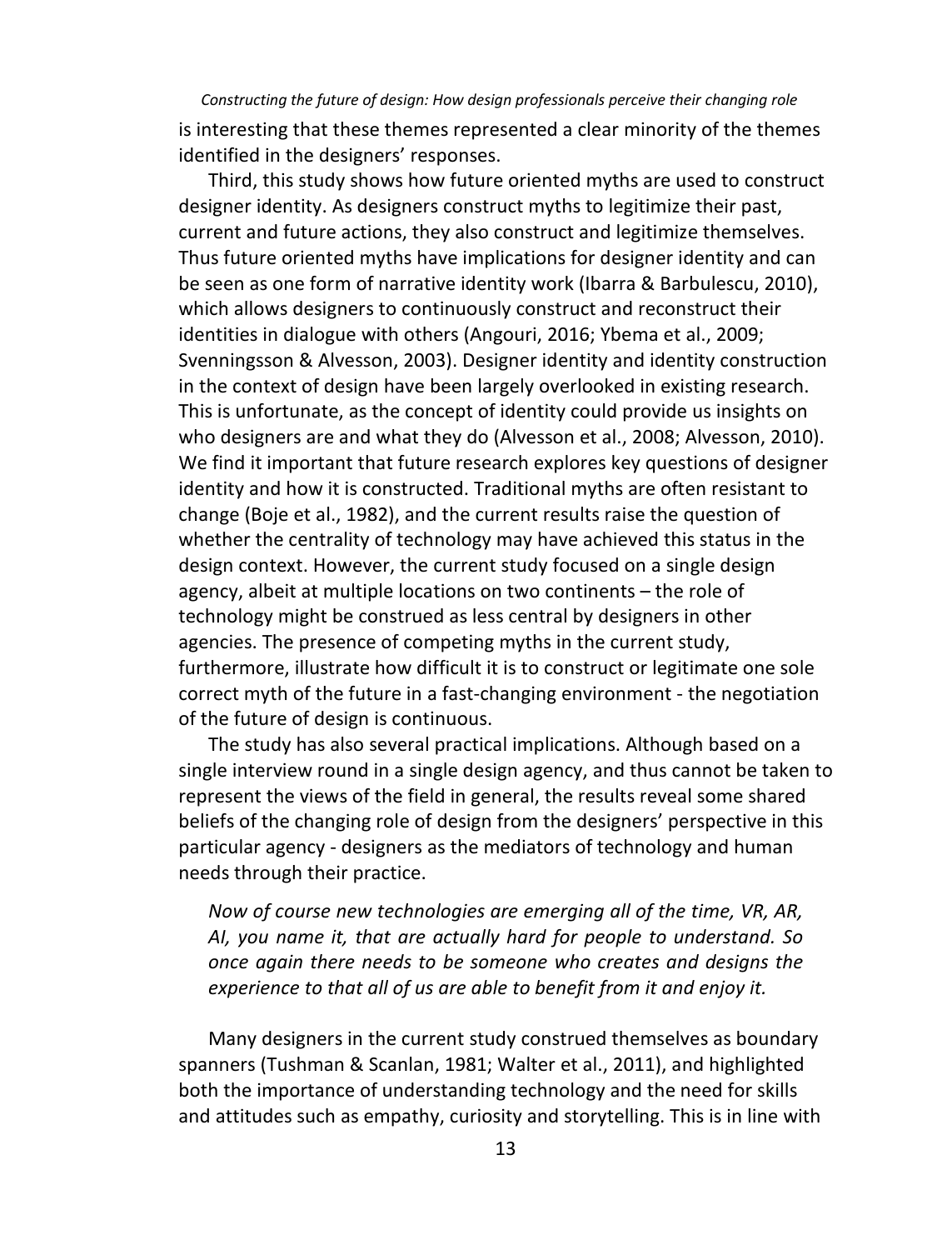is interesting that these themes represented a clear minority of the themes identified in the designers' responses.

Third, this study shows how future oriented myths are used to construct designer identity. As designers construct myths to legitimize their past, current and future actions, they also construct and legitimize themselves. Thus future oriented myths have implications for designer identity and can be seen as one form of narrative identity work (Ibarra & Barbulescu, 2010), which allows designers to continuously construct and reconstruct their identities in dialogue with others (Angouri, 2016; Ybema et al., 2009; Svenningsson & Alvesson, 2003). Designer identity and identity construction in the context of design have been largely overlooked in existing research. This is unfortunate, as the concept of identity could provide us insights on who designers are and what they do (Alvesson et al., 2008; Alvesson, 2010). We find it important that future research explores key questions of designer identity and how it is constructed. Traditional myths are often resistant to change (Boje et al., 1982), and the current results raise the question of whether the centrality of technology may have achieved this status in the design context. However, the current study focused on a single design agency, albeit at multiple locations on two continents – the role of technology might be construed as less central by designers in other agencies. The presence of competing myths in the current study, furthermore, illustrate how difficult it is to construct or legitimate one sole correct myth of the future in a fast-changing environment - the negotiation of the future of design is continuous.

The study has also several practical implications. Although based on a single interview round in a single design agency, and thus cannot be taken to represent the views of the field in general, the results reveal some shared beliefs of the changing role of design from the designers' perspective in this particular agency - designers as the mediators of technology and human needs through their practice.

> *Now of course new technologies are emerging all of the time, VR, AR, AI, you name it, that are actually hard for people to understand. So once again there needs to be someone who creates and designs the experience to that all of us are able to benefit from it and enjoy it.*

Many designers in the current study construed themselves as boundary spanners (Tushman & Scanlan, 1981; Walter et al., 2011), and highlighted both the importance of understanding technology and the need for skills and attitudes such as empathy, curiosity and storytelling. This is in line with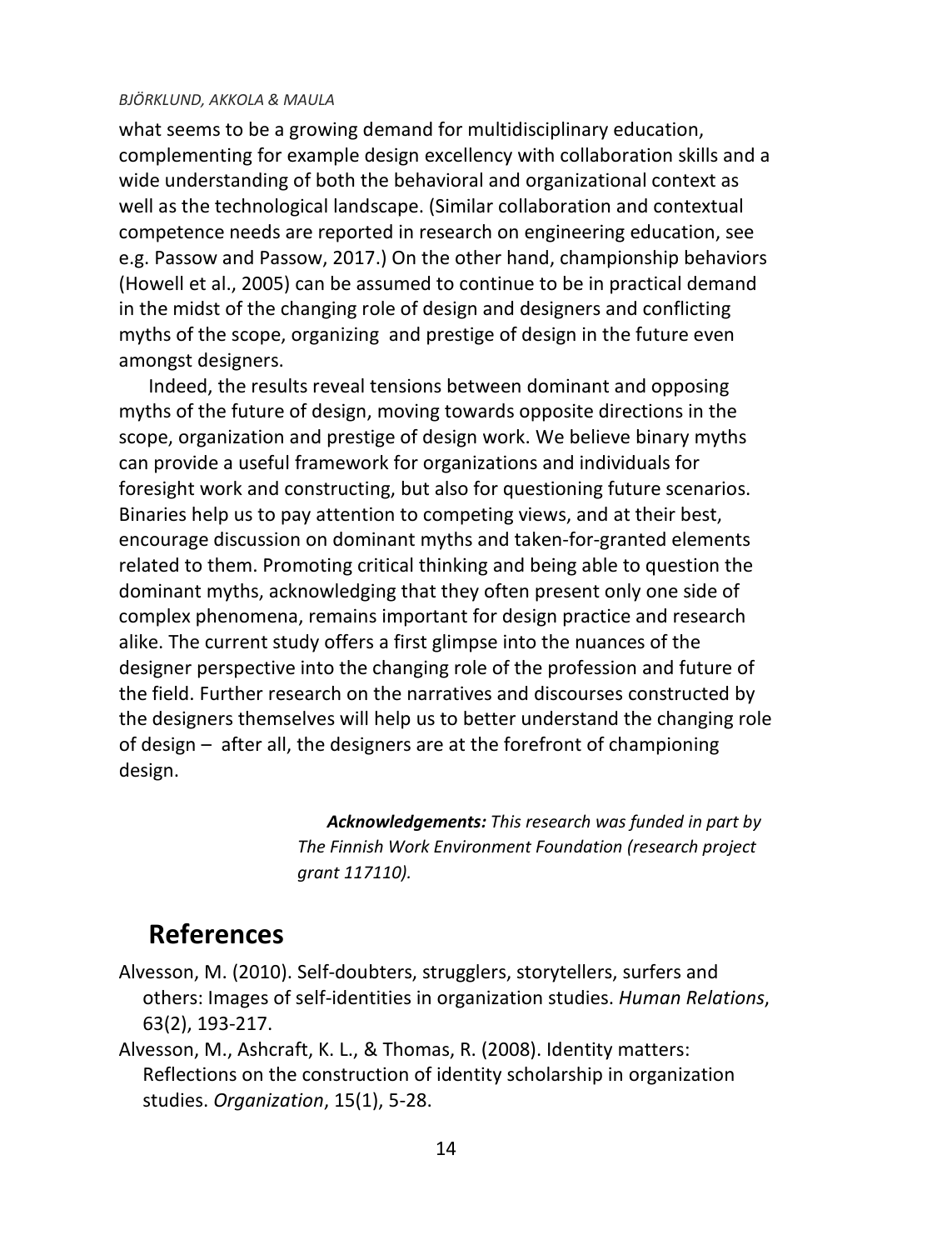what seems to be a growing demand for multidisciplinary education, complementing for example design excellency with collaboration skills and a wide understanding of both the behavioral and organizational context as well as the technological landscape. (Similar collaboration and contextual competence needs are reported in research on engineering education, see e.g. Passow and Passow, 2017.) On the other hand, championship behaviors (Howell et al., 2005) can be assumed to continue to be in practical demand in the midst of the changing role of design and designers and conflicting myths of the scope, organizing and prestige of design in the future even amongst designers.

Indeed, the results reveal tensions between dominant and opposing myths of the future of design, moving towards opposite directions in the scope, organization and prestige of design work. We believe binary myths can provide a useful framework for organizations and individuals for foresight work and constructing, but also for questioning future scenarios. Binaries help us to pay attention to competing views, and at their best, encourage discussion on dominant myths and taken-for-granted elements related to them. Promoting critical thinking and being able to question the dominant myths, acknowledging that they often present only one side of complex phenomena, remains important for design practice and research alike. The current study offers a first glimpse into the nuances of the designer perspective into the changing role of the profession and future of the field. Further research on the narratives and discourses constructed by the designers themselves will help us to better understand the changing role of design – after all, the designers are at the forefront of championing design.

***Acknowledgements:*** *This research was funded in part by The Finnish Work Environment Foundation (research project grant 117110).*

# References

Alvesson, M. (2010). Self-doubters, strugglers, storytellers, surfers and others: Images of self-identities in organization studies. *Human Relations*, 63(2), 193-217.

Alvesson, M., Ashcraft, K. L., & Thomas, R. (2008). Identity matters: Reflections on the construction of identity scholarship in organization studies. *Organization*, 15(1), 5-28.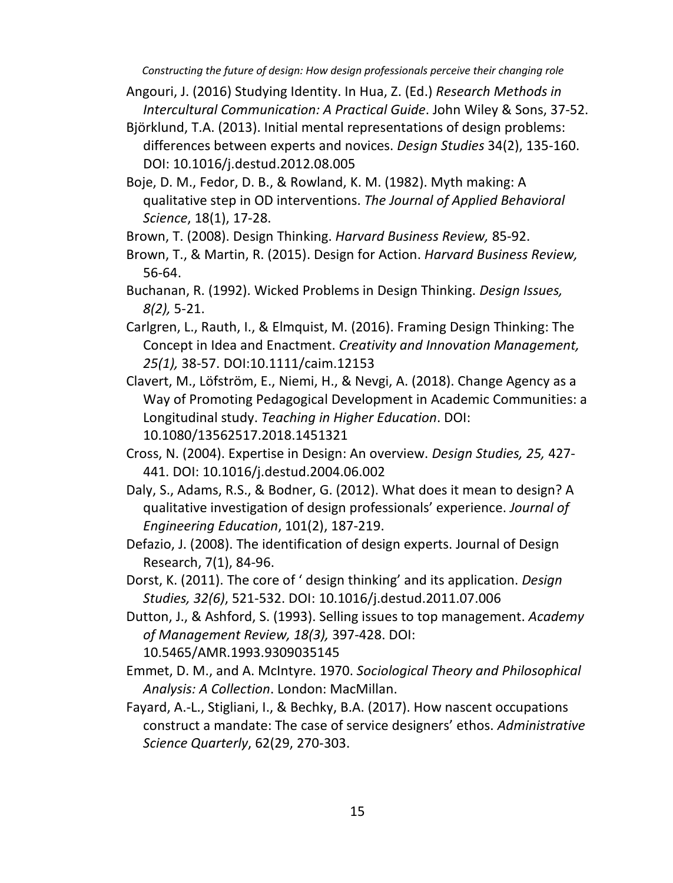Angouri, J. (2016) Studying Identity. In Hua, Z. (Ed.) *Research Methods in Intercultural Communication: A Practical Guide*. John Wiley & Sons, 37-52.

Björklund, T.A. (2013). Initial mental representations of design problems: differences between experts and novices. *Design Studies* 34(2), 135-160. DOI: 10.1016/j.destud.2012.08.005

Boje, D. M., Fedor, D. B., & Rowland, K. M. (1982). Myth making: A qualitative step in OD interventions. *The Journal of Applied Behavioral Science*, 18(1), 17-28.

Brown, T. (2008). Design Thinking. *Harvard Business Review,* 85-92.

Brown, T., & Martin, R. (2015). Design for Action. *Harvard Business Review,* 56-64.

Buchanan, R. (1992). Wicked Problems in Design Thinking. *Design Issues, 8(2),* 5-21.

Carlgren, L., Rauth, I., & Elmquist, M. (2016). Framing Design Thinking: The Concept in Idea and Enactment. *Creativity and Innovation Management, 25(1),* 38-57. DOI:10.1111/caim.12153

Clavert, M., Löfström, E., Niemi, H., & Nevgi, A. (2018). Change Agency as a Way of Promoting Pedagogical Development in Academic Communities: a Longitudinal study. *Teaching in Higher Education*. DOI: 10.1080/13562517.2018.1451321

Cross, N. (2004). Expertise in Design: An overview. *Design Studies, 25,* 427-441. DOI: 10.1016/j.destud.2004.06.002

Daly, S., Adams, R.S., & Bodner, G. (2012). What does it mean to design? A qualitative investigation of design professionals' experience. *Journal of Engineering Education*, 101(2), 187-219.

Defazio, J. (2008). The identification of design experts. Journal of Design Research, 7(1), 84-96.

Dorst, K. (2011). The core of ' design thinking' and its application. *Design Studies, 32(6)*, 521-532. DOI: 10.1016/j.destud.2011.07.006

Dutton, J., & Ashford, S. (1993). Selling issues to top management. *Academy of Management Review, 18(3),* 397-428. DOI: 10.5465/AMR.1993.9309035145

Emmet, D. M., and A. McIntyre. 1970. *Sociological Theory and Philosophical Analysis: A Collection*. London: MacMillan.

Fayard, A.-L., Stigliani, I., & Bechky, B.A. (2017). How nascent occupations construct a mandate: The case of service designers' ethos. *Administrative Science Quarterly*, 62(29, 270-303.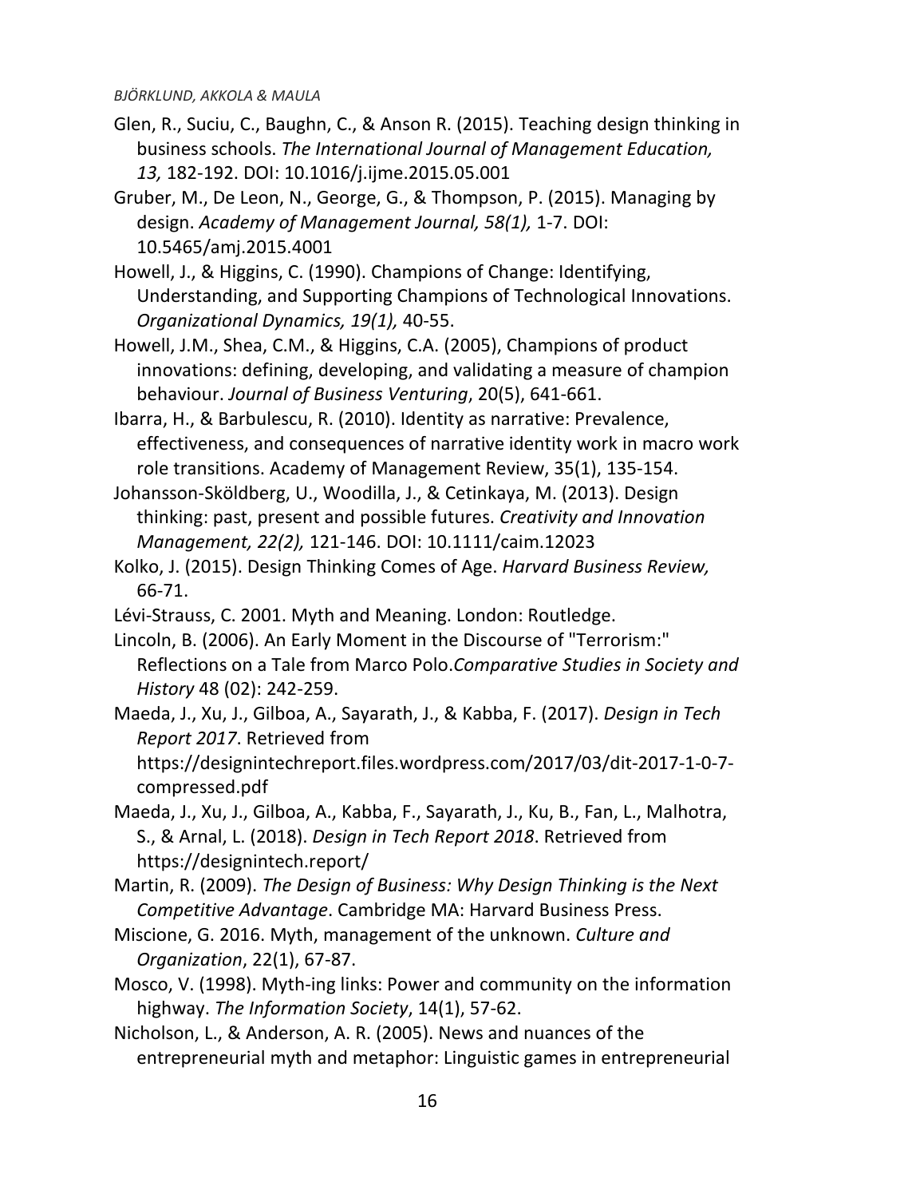Glen, R., Suciu, C., Baughn, C., & Anson R. (2015). Teaching design thinking in business schools. *The International Journal of Management Education, 13,* 182-192. DOI: 10.1016/j.ijme.2015.05.001

Gruber, M., De Leon, N., George, G., & Thompson, P. (2015). Managing by design. *Academy of Management Journal, 58(1),* 1-7. DOI: 10.5465/amj.2015.4001

Howell, J., & Higgins, C. (1990). Champions of Change: Identifying, Understanding, and Supporting Champions of Technological Innovations. *Organizational Dynamics, 19(1),* 40-55.

Howell, J.M., Shea, C.M., & Higgins, C.A. (2005), Champions of product innovations: defining, developing, and validating a measure of champion behaviour. *Journal of Business Venturing*, 20(5), 641-661.

Ibarra, H., & Barbulescu, R. (2010). Identity as narrative: Prevalence, effectiveness, and consequences of narrative identity work in macro work role transitions. Academy of Management Review, 35(1), 135-154.

Johansson-Sköldberg, U., Woodilla, J., & Cetinkaya, M. (2013). Design thinking: past, present and possible futures. *Creativity and Innovation Management, 22(2),* 121-146. DOI: 10.1111/caim.12023

Kolko, J. (2015). Design Thinking Comes of Age. *Harvard Business Review,* 66-71.

Lévi-Strauss, C. 2001. Myth and Meaning. London: Routledge.

Lincoln, B. (2006). An Early Moment in the Discourse of "Terrorism:" Reflections on a Tale from Marco Polo.*Comparative Studies in Society and History* 48 (02): 242-259.

Maeda, J., Xu, J., Gilboa, A., Sayarath, J., & Kabba, F. (2017). *Design in Tech Report 2017*. Retrieved from https://designintechreport.files.wordpress.com/2017/03/dit-2017-1-0-7-compressed.pdf

Maeda, J., Xu, J., Gilboa, A., Kabba, F., Sayarath, J., Ku, B., Fan, L., Malhotra, S., & Arnal, L. (2018). *Design in Tech Report 2018*. Retrieved from https://designintech.report/

Martin, R. (2009). *The Design of Business: Why Design Thinking is the Next Competitive Advantage*. Cambridge MA: Harvard Business Press.

Miscione, G. 2016. Myth, management of the unknown. *Culture and Organization*, 22(1), 67-87.

Mosco, V. (1998). Myth-ing links: Power and community on the information highway. *The Information Society*, 14(1), 57-62.

Nicholson, L., & Anderson, A. R. (2005). News and nuances of the entrepreneurial myth and metaphor: Linguistic games in entrepreneurial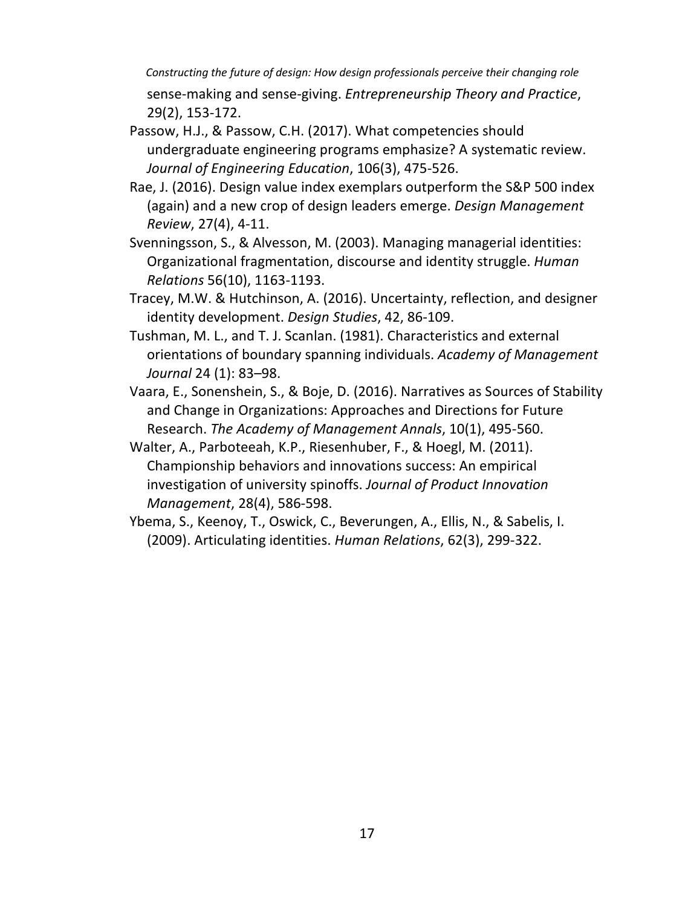sense-making and sense-giving. *Entrepreneurship Theory and Practice*, 29(2), 153-172.

Passow, H.J., & Passow, C.H. (2017). What competencies should undergraduate engineering programs emphasize? A systematic review. *Journal of Engineering Education*, 106(3), 475-526.

Rae, J. (2016). Design value index exemplars outperform the S&P 500 index (again) and a new crop of design leaders emerge. *Design Management Review*, 27(4), 4-11.

Svenningsson, S., & Alvesson, M. (2003). Managing managerial identities: Organizational fragmentation, discourse and identity struggle. *Human Relations* 56(10), 1163-1193.

Tracey, M.W. & Hutchinson, A. (2016). Uncertainty, reflection, and designer identity development. *Design Studies*, 42, 86-109.

Tushman, M. L., and T. J. Scanlan. (1981). Characteristics and external orientations of boundary spanning individuals. *Academy of Management Journal* 24 (1): 83–98.

Vaara, E., Sonenshein, S., & Boje, D. (2016). Narratives as Sources of Stability and Change in Organizations: Approaches and Directions for Future Research. *The Academy of Management Annals*, 10(1), 495-560.

Walter, A., Parboteeah, K.P., Riesenhuber, F., & Hoegl, M. (2011). Championship behaviors and innovations success: An empirical investigation of university spinoffs. *Journal of Product Innovation Management*, 28(4), 586-598.

Ybema, S., Keenoy, T., Oswick, C., Beverungen, A., Ellis, N., & Sabelis, I. (2009). Articulating identities. *Human Relations*, 62(3), 299-322.